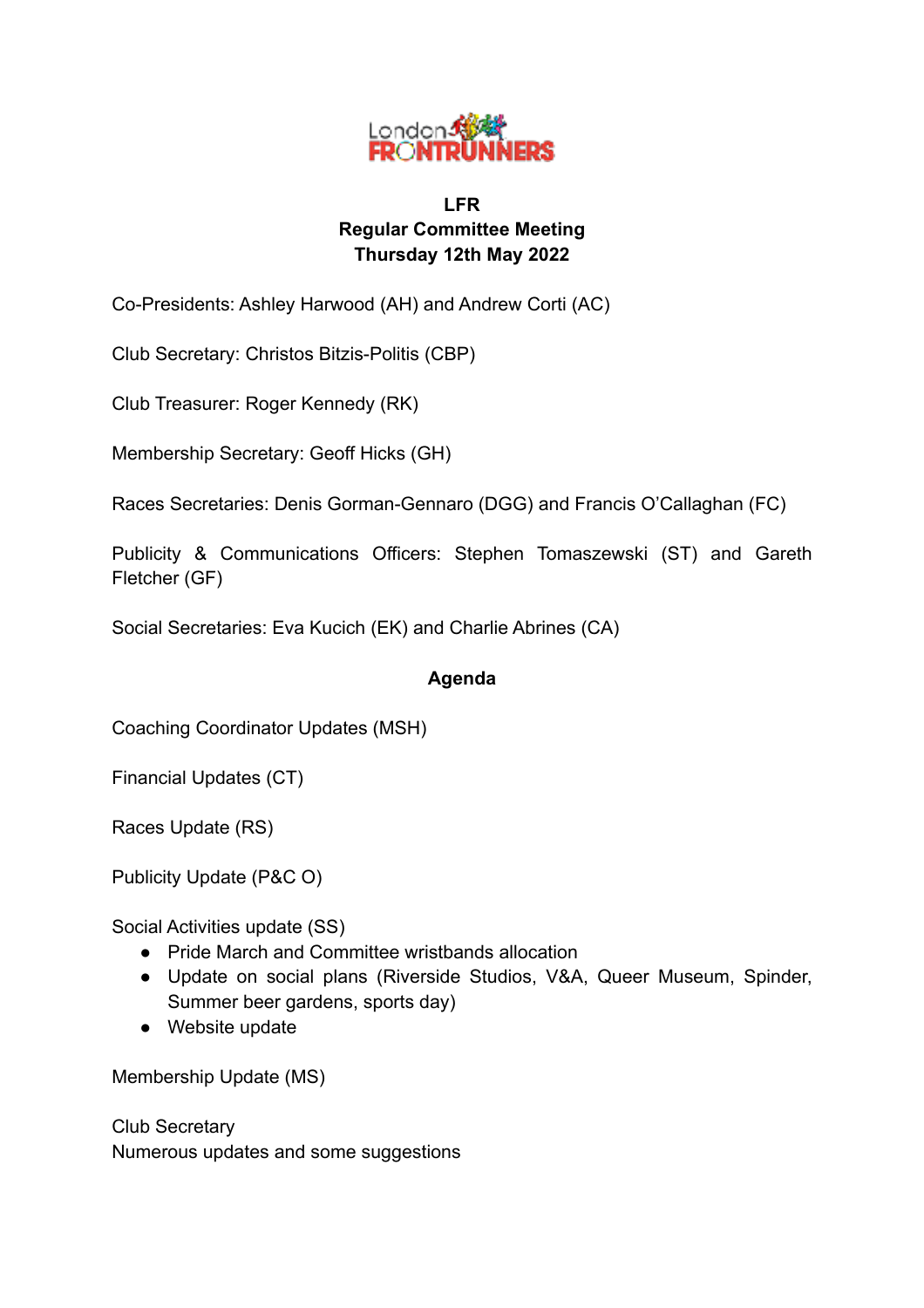# LFR
## Regular Committee Meeting
## Thursday 12th May 2022

Co-Presidents: Ashley Harwood (AH) and Andrew Corti (AC)

Club Secretary: Christos Bitzis-Politis (CBP)

Club Treasurer: Roger Kennedy (RK)

Membership Secretary: Geoff Hicks (GH)

Races Secretaries: Denis Gorman-Gennaro (DGG) and Francis O'Callaghan (FC)

Publicity & Communications Officers: Stephen Tomaszewski (ST) and Gareth Fletcher (GF)

Social Secretaries: Eva Kucich (EK) and Charlie Abrines (CA)

### Agenda

Coaching Coordinator Updates (MSH)

Financial Updates (CT)

Races Update (RS)

Publicity Update (P&C O)

Social Activities update (SS)
- Pride March and Committee wristbands allocation
- Update on social plans (Riverside Studios, V&A, Queer Museum, Spinder, Summer beer gardens, sports day)
- Website update

Membership Update (MS)

Club Secretary
Numerous updates and some suggestions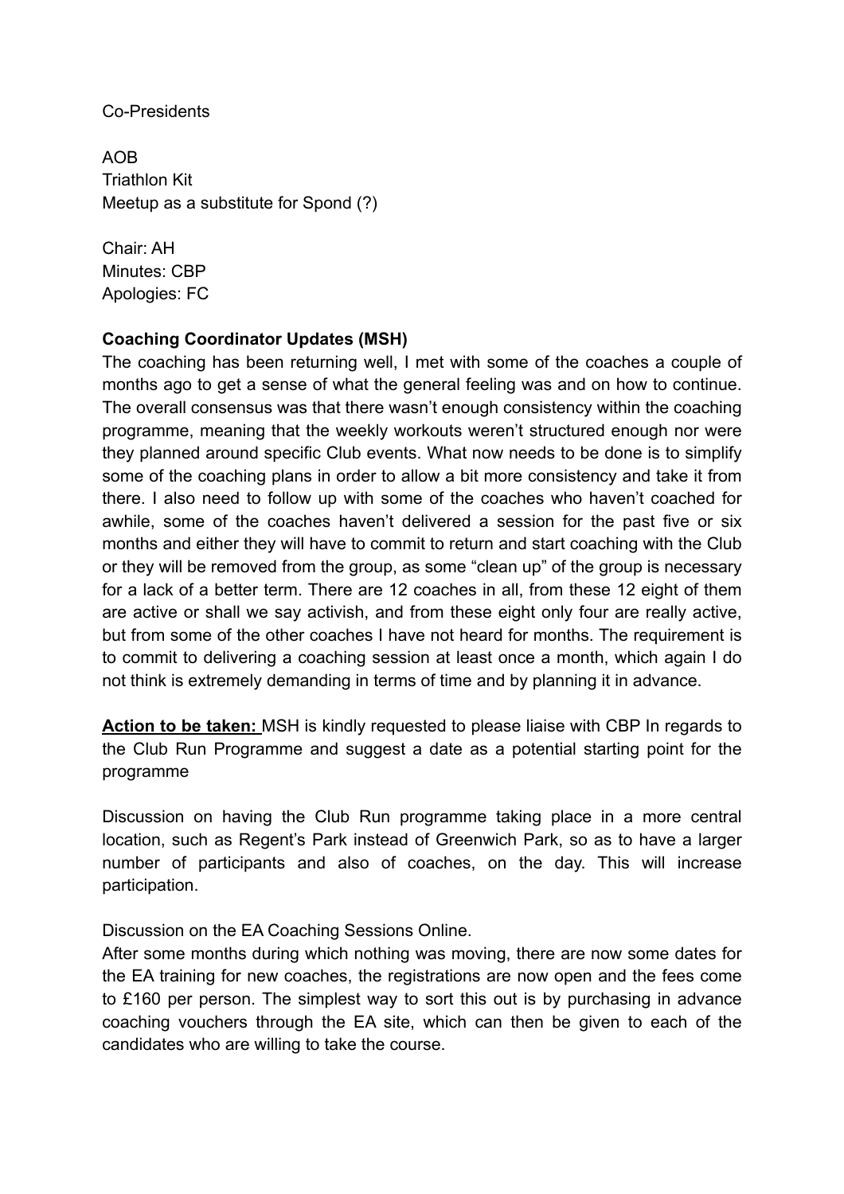Co-Presidents

AOB
Triathlon Kit
Meetup as a substitute for Spond (?)

Chair: AH
Minutes: CBP
Apologies: FC

**Coaching Coordinator Updates (MSH)**

The coaching has been returning well, I met with some of the coaches a couple of months ago to get a sense of what the general feeling was and on how to continue. The overall consensus was that there wasn't enough consistency within the coaching programme, meaning that the weekly workouts weren't structured enough nor were they planned around specific Club events. What now needs to be done is to simplify some of the coaching plans in order to allow a bit more consistency and take it from there. I also need to follow up with some of the coaches who haven't coached for awhile, some of the coaches haven't delivered a session for the past five or six months and either they will have to commit to return and start coaching with the Club or they will be removed from the group, as some "clean up" of the group is necessary for a lack of a better term. There are 12 coaches in all, from these 12 eight of them are active or shall we say activish, and from these eight only four are really active, but from some of the other coaches I have not heard for months. The requirement is to commit to delivering a coaching session at least once a month, which again I do not think is extremely demanding in terms of time and by planning it in advance.

**Action to be taken:** MSH is kindly requested to please liaise with CBP In regards to the Club Run Programme and suggest a date as a potential starting point for the programme

Discussion on having the Club Run programme taking place in a more central location, such as Regent's Park instead of Greenwich Park, so as to have a larger number of participants and also of coaches, on the day. This will increase participation.

Discussion on the EA Coaching Sessions Online.
After some months during which nothing was moving, there are now some dates for the EA training for new coaches, the registrations are now open and the fees come to £160 per person. The simplest way to sort this out is by purchasing in advance coaching vouchers through the EA site, which can then be given to each of the candidates who are willing to take the course.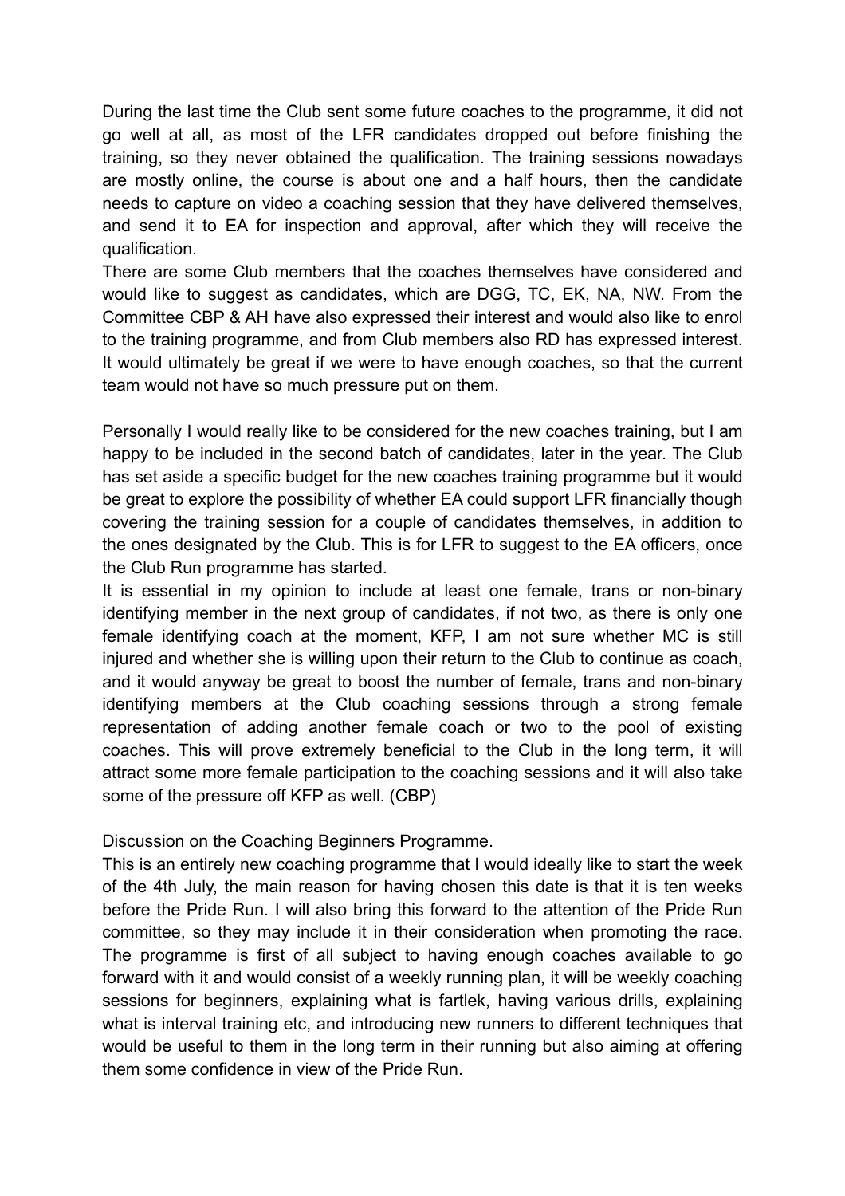During the last time the Club sent some future coaches to the programme, it did not go well at all, as most of the LFR candidates dropped out before finishing the training, so they never obtained the qualification. The training sessions nowadays are mostly online, the course is about one and a half hours, then the candidate needs to capture on video a coaching session that they have delivered themselves, and send it to EA for inspection and approval, after which they will receive the qualification.
There are some Club members that the coaches themselves have considered and would like to suggest as candidates, which are DGG, TC, EK, NA, NW. From the Committee CBP & AH have also expressed their interest and would also like to enrol to the training programme, and from Club members also RD has expressed interest. It would ultimately be great if we were to have enough coaches, so that the current team would not have so much pressure put on them.

Personally I would really like to be considered for the new coaches training, but I am happy to be included in the second batch of candidates, later in the year. The Club has set aside a specific budget for the new coaches training programme but it would be great to explore the possibility of whether EA could support LFR financially though covering the training session for a couple of candidates themselves, in addition to the ones designated by the Club. This is for LFR to suggest to the EA officers, once the Club Run programme has started.
It is essential in my opinion to include at least one female, trans or non-binary identifying member in the next group of candidates, if not two, as there is only one female identifying coach at the moment, KFP, I am not sure whether MC is still injured and whether she is willing upon their return to the Club to continue as coach, and it would anyway be great to boost the number of female, trans and non-binary identifying members at the Club coaching sessions through a strong female representation of adding another female coach or two to the pool of existing coaches. This will prove extremely beneficial to the Club in the long term, it will attract some more female participation to the coaching sessions and it will also take some of the pressure off KFP as well. (CBP)

Discussion on the Coaching Beginners Programme.
This is an entirely new coaching programme that I would ideally like to start the week of the 4th July, the main reason for having chosen this date is that it is ten weeks before the Pride Run. I will also bring this forward to the attention of the Pride Run committee, so they may include it in their consideration when promoting the race. The programme is first of all subject to having enough coaches available to go forward with it and would consist of a weekly running plan, it will be weekly coaching sessions for beginners, explaining what is fartlek, having various drills, explaining what is interval training etc, and introducing new runners to different techniques that would be useful to them in the long term in their running but also aiming at offering them some confidence in view of the Pride Run.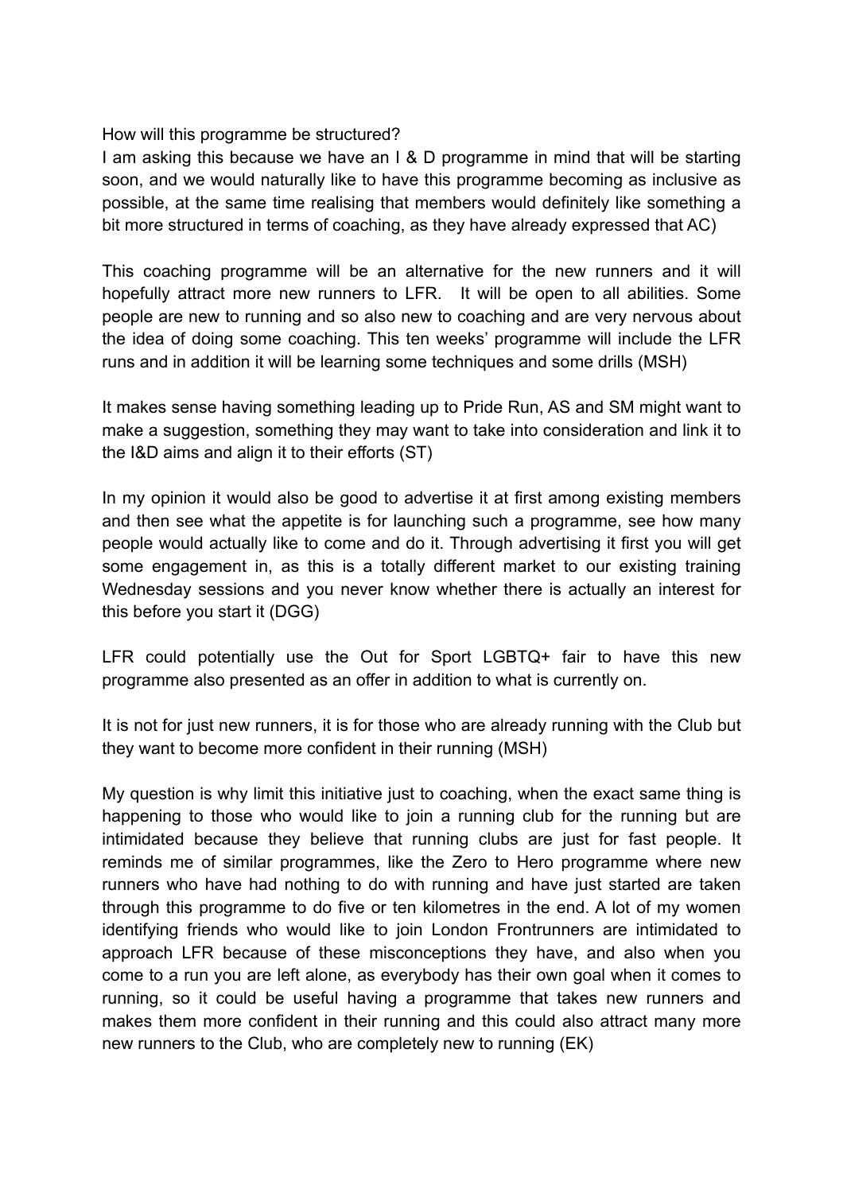How will this programme be structured?
I am asking this because we have an I & D programme in mind that will be starting soon, and we would naturally like to have this programme becoming as inclusive as possible, at the same time realising that members would definitely like something a bit more structured in terms of coaching, as they have already expressed that AC)

This coaching programme will be an alternative for the new runners and it will hopefully attract more new runners to LFR. It will be open to all abilities. Some people are new to running and so also new to coaching and are very nervous about the idea of doing some coaching. This ten weeks' programme will include the LFR runs and in addition it will be learning some techniques and some drills (MSH)

It makes sense having something leading up to Pride Run, AS and SM might want to make a suggestion, something they may want to take into consideration and link it to the I&D aims and align it to their efforts (ST)

In my opinion it would also be good to advertise it at first among existing members and then see what the appetite is for launching such a programme, see how many people would actually like to come and do it. Through advertising it first you will get some engagement in, as this is a totally different market to our existing training Wednesday sessions and you never know whether there is actually an interest for this before you start it (DGG)

LFR could potentially use the Out for Sport LGBTQ+ fair to have this new programme also presented as an offer in addition to what is currently on.

It is not for just new runners, it is for those who are already running with the Club but they want to become more confident in their running (MSH)

My question is why limit this initiative just to coaching, when the exact same thing is happening to those who would like to join a running club for the running but are intimidated because they believe that running clubs are just for fast people. It reminds me of similar programmes, like the Zero to Hero programme where new runners who have had nothing to do with running and have just started are taken through this programme to do five or ten kilometres in the end. A lot of my women identifying friends who would like to join London Frontrunners are intimidated to approach LFR because of these misconceptions they have, and also when you come to a run you are left alone, as everybody has their own goal when it comes to running, so it could be useful having a programme that takes new runners and makes them more confident in their running and this could also attract many more new runners to the Club, who are completely new to running (EK)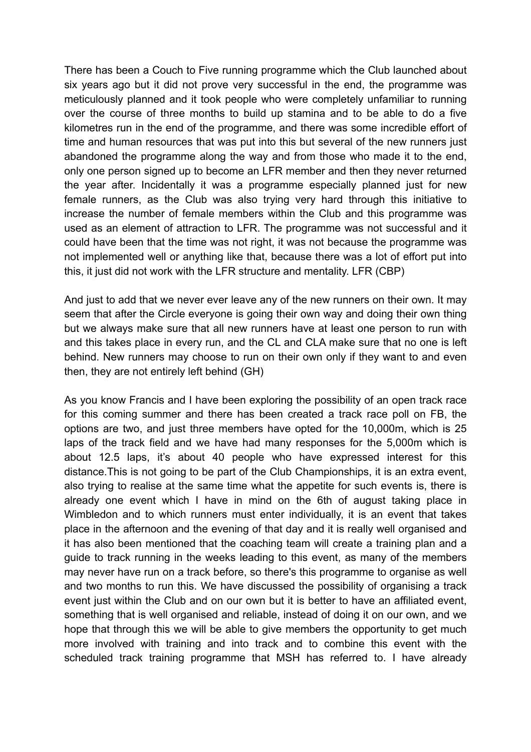There has been a Couch to Five running programme which the Club launched about six years ago but it did not prove very successful in the end, the programme was meticulously planned and it took people who were completely unfamiliar to running over the course of three months to build up stamina and to be able to do a five kilometres run in the end of the programme, and there was some incredible effort of time and human resources that was put into this but several of the new runners just abandoned the programme along the way and from those who made it to the end, only one person signed up to become an LFR member and then they never returned the year after. Incidentally it was a programme especially planned just for new female runners, as the Club was also trying very hard through this initiative to increase the number of female members within the Club and this programme was used as an element of attraction to LFR. The programme was not successful and it could have been that the time was not right, it was not because the programme was not implemented well or anything like that, because there was a lot of effort put into this, it just did not work with the LFR structure and mentality. LFR (CBP)

And just to add that we never ever leave any of the new runners on their own. It may seem that after the Circle everyone is going their own way and doing their own thing but we always make sure that all new runners have at least one person to run with and this takes place in every run, and the CL and CLA make sure that no one is left behind. New runners may choose to run on their own only if they want to and even then, they are not entirely left behind (GH)

As you know Francis and I have been exploring the possibility of an open track race for this coming summer and there has been created a track race poll on FB, the options are two, and just three members have opted for the 10,000m, which is 25 laps of the track field and we have had many responses for the 5,000m which is about 12.5 laps, it's about 40 people who have expressed interest for this distance.This is not going to be part of the Club Championships, it is an extra event, also trying to realise at the same time what the appetite for such events is, there is already one event which I have in mind on the 6th of august taking place in Wimbledon and to which runners must enter individually, it is an event that takes place in the afternoon and the evening of that day and it is really well organised and it has also been mentioned that the coaching team will create a training plan and a guide to track running in the weeks leading to this event, as many of the members may never have run on a track before, so there's this programme to organise as well and two months to run this. We have discussed the possibility of organising a track event just within the Club and on our own but it is better to have an affiliated event, something that is well organised and reliable, instead of doing it on our own, and we hope that through this we will be able to give members the opportunity to get much more involved with training and into track and to combine this event with the scheduled track training programme that MSH has referred to. I have already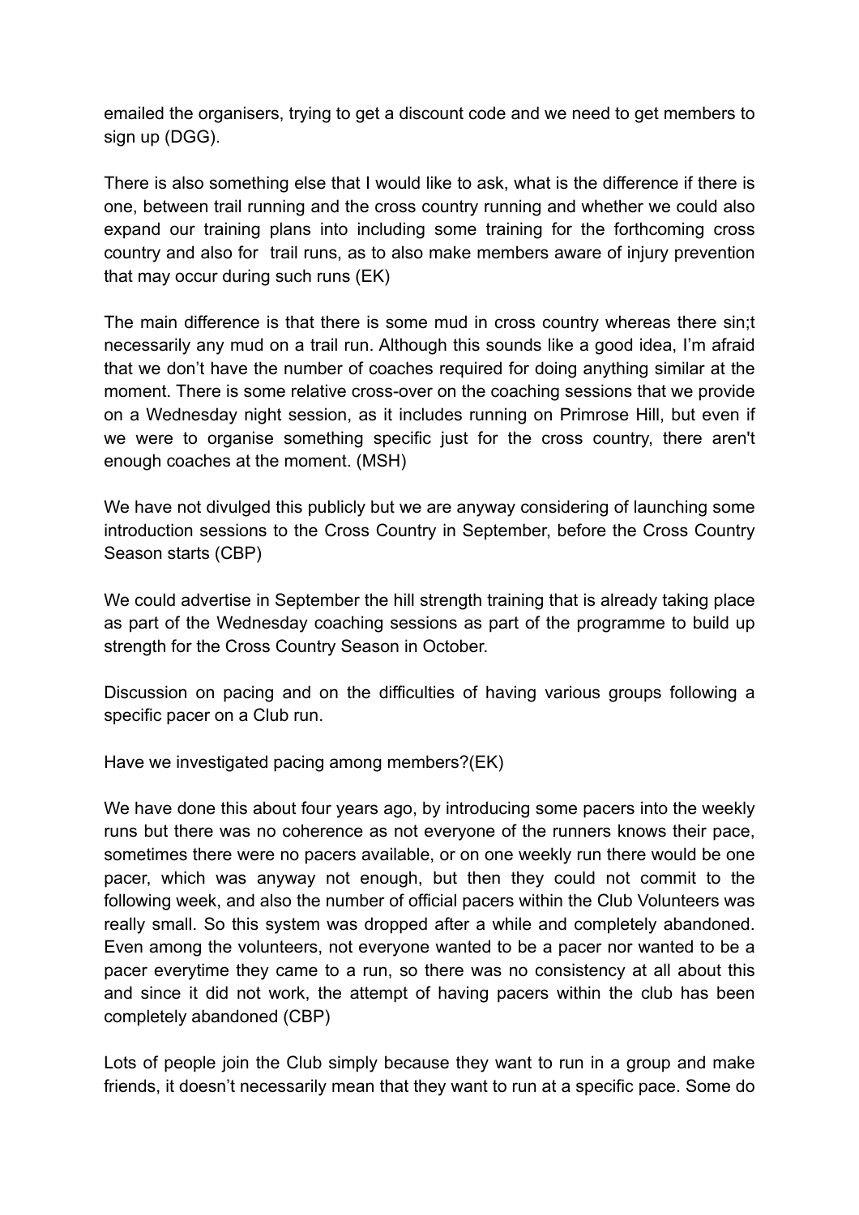emailed the organisers, trying to get a discount code and we need to get members to sign up (DGG).

There is also something else that I would like to ask, what is the difference if there is one, between trail running and the cross country running and whether we could also expand our training plans into including some training for the forthcoming cross country and also for trail runs, as to also make members aware of injury prevention that may occur during such runs (EK)

The main difference is that there is some mud in cross country whereas there sin;t necessarily any mud on a trail run. Although this sounds like a good idea, I'm afraid that we don't have the number of coaches required for doing anything similar at the moment. There is some relative cross-over on the coaching sessions that we provide on a Wednesday night session, as it includes running on Primrose Hill, but even if we were to organise something specific just for the cross country, there aren't enough coaches at the moment. (MSH)

We have not divulged this publicly but we are anyway considering of launching some introduction sessions to the Cross Country in September, before the Cross Country Season starts (CBP)

We could advertise in September the hill strength training that is already taking place as part of the Wednesday coaching sessions as part of the programme to build up strength for the Cross Country Season in October.

Discussion on pacing and on the difficulties of having various groups following a specific pacer on a Club run.

Have we investigated pacing among members?(EK)

We have done this about four years ago, by introducing some pacers into the weekly runs but there was no coherence as not everyone of the runners knows their pace, sometimes there were no pacers available, or on one weekly run there would be one pacer, which was anyway not enough, but then they could not commit to the following week, and also the number of official pacers within the Club Volunteers was really small. So this system was dropped after a while and completely abandoned. Even among the volunteers, not everyone wanted to be a pacer nor wanted to be a pacer everytime they came to a run, so there was no consistency at all about this and since it did not work, the attempt of having pacers within the club has been completely abandoned (CBP)

Lots of people join the Club simply because they want to run in a group and make friends, it doesn't necessarily mean that they want to run at a specific pace. Some do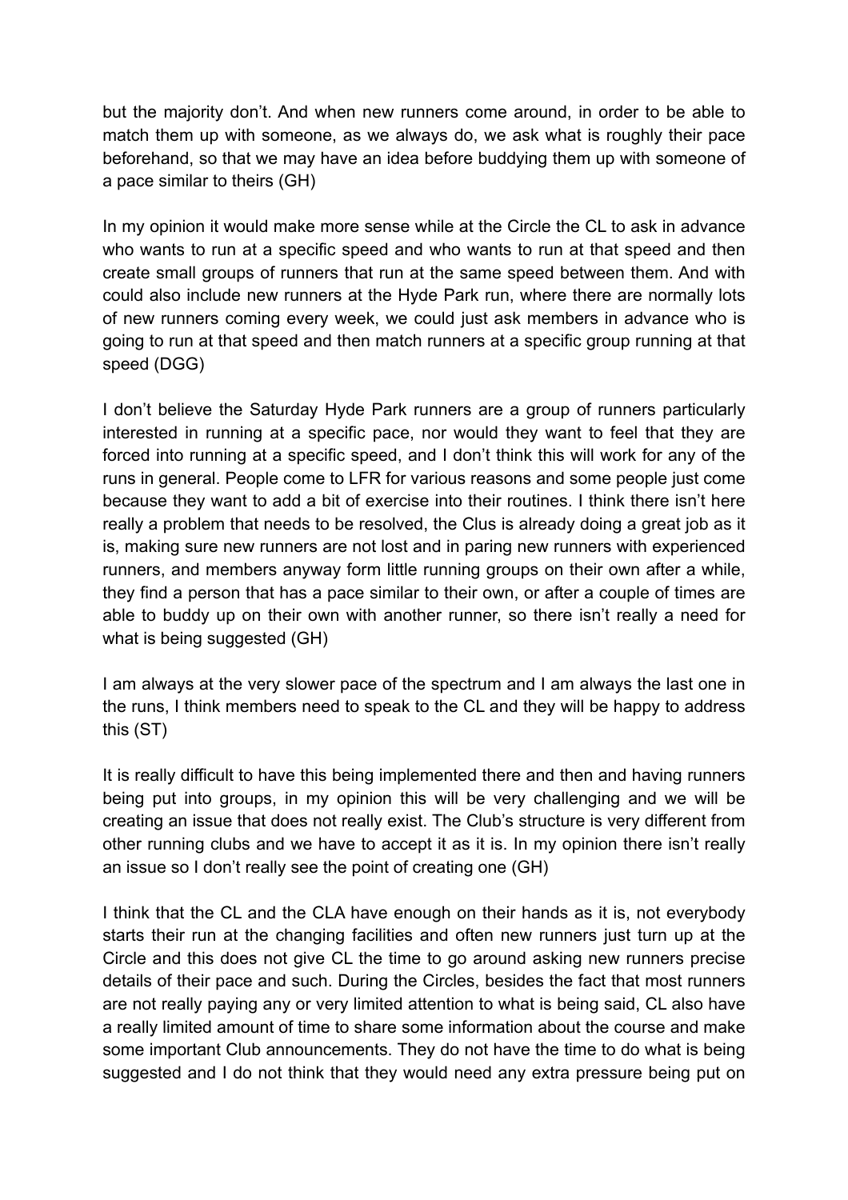but the majority don't. And when new runners come around, in order to be able to match them up with someone, as we always do, we ask what is roughly their pace beforehand, so that we may have an idea before buddying them up with someone of a pace similar to theirs (GH)

In my opinion it would make more sense while at the Circle the CL to ask in advance who wants to run at a specific speed and who wants to run at that speed and then create small groups of runners that run at the same speed between them. And with could also include new runners at the Hyde Park run, where there are normally lots of new runners coming every week, we could just ask members in advance who is going to run at that speed and then match runners at a specific group running at that speed (DGG)

I don't believe the Saturday Hyde Park runners are a group of runners particularly interested in running at a specific pace, nor would they want to feel that they are forced into running at a specific speed, and I don't think this will work for any of the runs in general. People come to LFR for various reasons and some people just come because they want to add a bit of exercise into their routines. I think there isn't here really a problem that needs to be resolved, the Clus is already doing a great job as it is, making sure new runners are not lost and in paring new runners with experienced runners, and members anyway form little running groups on their own after a while, they find a person that has a pace similar to their own, or after a couple of times are able to buddy up on their own with another runner, so there isn't really a need for what is being suggested (GH)

I am always at the very slower pace of the spectrum and I am always the last one in the runs, I think members need to speak to the CL and they will be happy to address this (ST)

It is really difficult to have this being implemented there and then and having runners being put into groups, in my opinion this will be very challenging and we will be creating an issue that does not really exist. The Club's structure is very different from other running clubs and we have to accept it as it is. In my opinion there isn't really an issue so I don't really see the point of creating one (GH)

I think that the CL and the CLA have enough on their hands as it is, not everybody starts their run at the changing facilities and often new runners just turn up at the Circle and this does not give CL the time to go around asking new runners precise details of their pace and such. During the Circles, besides the fact that most runners are not really paying any or very limited attention to what is being said, CL also have a really limited amount of time to share some information about the course and make some important Club announcements. They do not have the time to do what is being suggested and I do not think that they would need any extra pressure being put on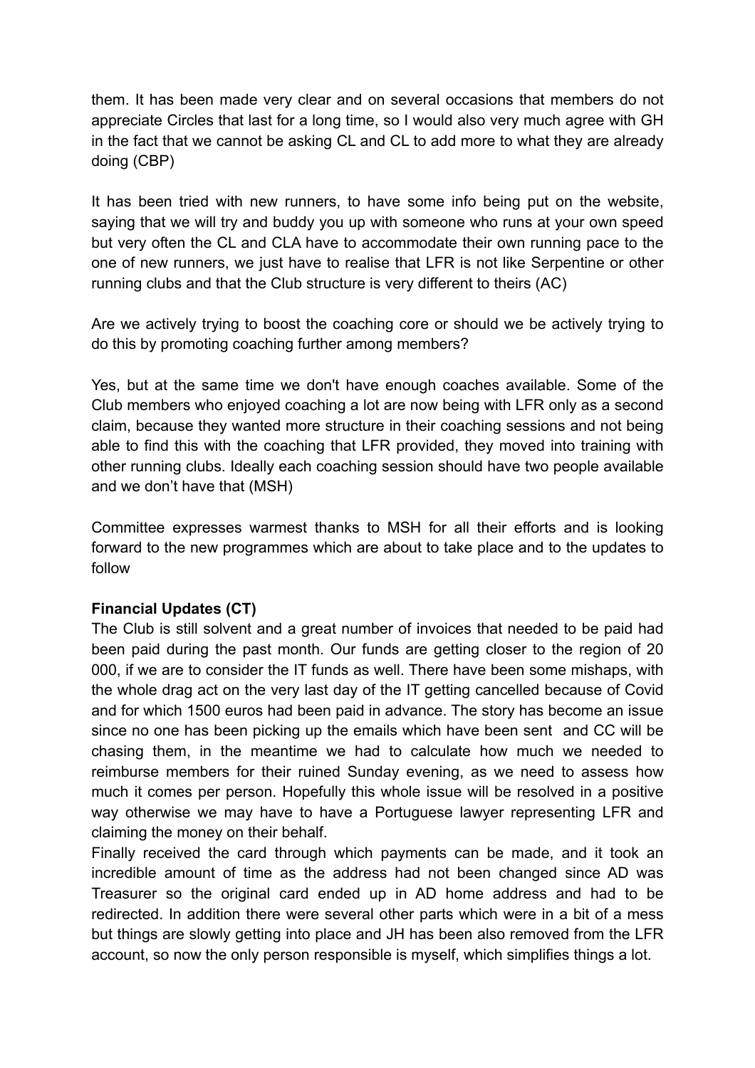them. It has been made very clear and on several occasions that members do not appreciate Circles that last for a long time, so I would also very much agree with GH in the fact that we cannot be asking CL and CL to add more to what they are already doing (CBP)

It has been tried with new runners, to have some info being put on the website, saying that we will try and buddy you up with someone who runs at your own speed but very often the CL and CLA have to accommodate their own running pace to the one of new runners, we just have to realise that LFR is not like Serpentine or other running clubs and that the Club structure is very different to theirs (AC)

Are we actively trying to boost the coaching core or should we be actively trying to do this by promoting coaching further among members?

Yes, but at the same time we don't have enough coaches available. Some of the Club members who enjoyed coaching a lot are now being with LFR only as a second claim, because they wanted more structure in their coaching sessions and not being able to find this with the coaching that LFR provided, they moved into training with other running clubs. Ideally each coaching session should have two people available and we don't have that (MSH)

Committee expresses warmest thanks to MSH for all their efforts and is looking forward to the new programmes which are about to take place and to the updates to follow

**Financial Updates (CT)**

The Club is still solvent and a great number of invoices that needed to be paid had been paid during the past month. Our funds are getting closer to the region of 20 000, if we are to consider the IT funds as well. There have been some mishaps, with the whole drag act on the very last day of the IT getting cancelled because of Covid and for which 1500 euros had been paid in advance. The story has become an issue since no one has been picking up the emails which have been sent and CC will be chasing them, in the meantime we had to calculate how much we needed to reimburse members for their ruined Sunday evening, as we need to assess how much it comes per person. Hopefully this whole issue will be resolved in a positive way otherwise we may have to have a Portuguese lawyer representing LFR and claiming the money on their behalf.

Finally received the card through which payments can be made, and it took an incredible amount of time as the address had not been changed since AD was Treasurer so the original card ended up in AD home address and had to be redirected. In addition there were several other parts which were in a bit of a mess but things are slowly getting into place and JH has been also removed from the LFR account, so now the only person responsible is myself, which simplifies things a lot.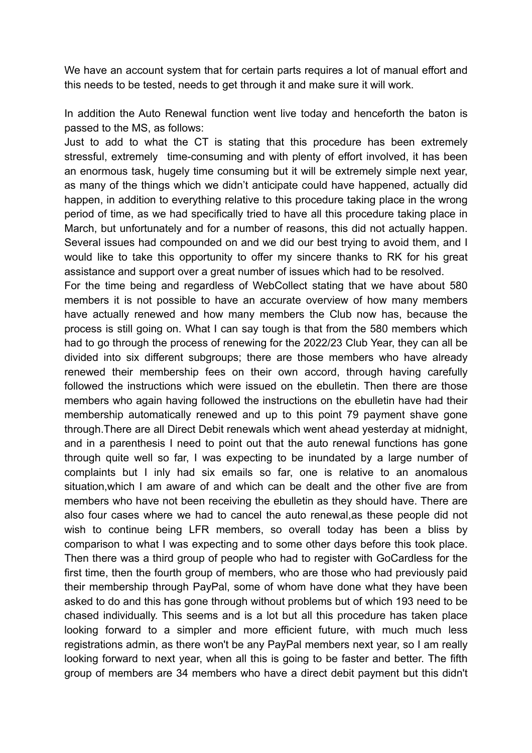We have an account system that for certain parts requires a lot of manual effort and this needs to be tested, needs to get through it and make sure it will work.

In addition the Auto Renewal function went live today and henceforth the baton is passed to the MS, as follows:

Just to add to what the CT is stating that this procedure has been extremely stressful, extremely time-consuming and with plenty of effort involved, it has been an enormous task, hugely time consuming but it will be extremely simple next year, as many of the things which we didn't anticipate could have happened, actually did happen, in addition to everything relative to this procedure taking place in the wrong period of time, as we had specifically tried to have all this procedure taking place in March, but unfortunately and for a number of reasons, this did not actually happen. Several issues had compounded on and we did our best trying to avoid them, and I would like to take this opportunity to offer my sincere thanks to RK for his great assistance and support over a great number of issues which had to be resolved.

For the time being and regardless of WebCollect stating that we have about 580 members it is not possible to have an accurate overview of how many members have actually renewed and how many members the Club now has, because the process is still going on. What I can say tough is that from the 580 members which had to go through the process of renewing for the 2022/23 Club Year, they can all be divided into six different subgroups; there are those members who have already renewed their membership fees on their own accord, through having carefully followed the instructions which were issued on the ebulletin. Then there are those members who again having followed the instructions on the ebulletin have had their membership automatically renewed and up to this point 79 payment shave gone through.There are all Direct Debit renewals which went ahead yesterday at midnight, and in a parenthesis I need to point out that the auto renewal functions has gone through quite well so far, I was expecting to be inundated by a large number of complaints but I inly had six emails so far, one is relative to an anomalous situation,which I am aware of and which can be dealt and the other five are from members who have not been receiving the ebulletin as they should have. There are also four cases where we had to cancel the auto renewal,as these people did not wish to continue being LFR members, so overall today has been a bliss by comparison to what I was expecting and to some other days before this took place. Then there was a third group of people who had to register with GoCardless for the first time, then the fourth group of members, who are those who had previously paid their membership through PayPal, some of whom have done what they have been asked to do and this has gone through without problems but of which 193 need to be chased individually. This seems and is a lot but all this procedure has taken place looking forward to a simpler and more efficient future, with much much less registrations admin, as there won't be any PayPal members next year, so I am really looking forward to next year, when all this is going to be faster and better. The fifth group of members are 34 members who have a direct debit payment but this didn't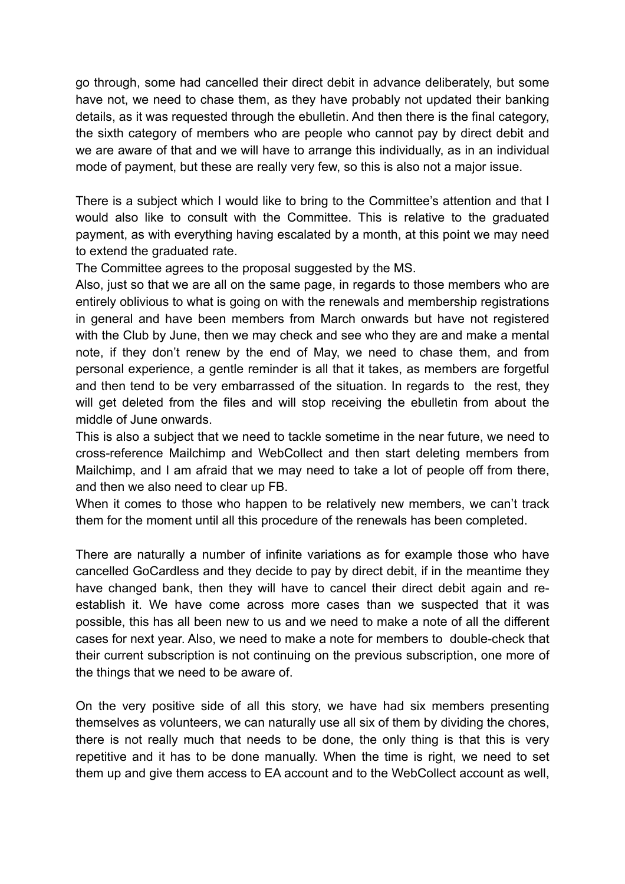go through, some had cancelled their direct debit in advance deliberately, but some have not, we need to chase them, as they have probably not updated their banking details, as it was requested through the ebulletin. And then there is the final category, the sixth category of members who are people who cannot pay by direct debit and we are aware of that and we will have to arrange this individually, as in an individual mode of payment, but these are really very few, so this is also not a major issue.

There is a subject which I would like to bring to the Committee's attention and that I would also like to consult with the Committee. This is relative to the graduated payment, as with everything having escalated by a month, at this point we may need to extend the graduated rate.

The Committee agrees to the proposal suggested by the MS.

Also, just so that we are all on the same page, in regards to those members who are entirely oblivious to what is going on with the renewals and membership registrations in general and have been members from March onwards but have not registered with the Club by June, then we may check and see who they are and make a mental note, if they don't renew by the end of May, we need to chase them, and from personal experience, a gentle reminder is all that it takes, as members are forgetful and then tend to be very embarrassed of the situation. In regards to the rest, they will get deleted from the files and will stop receiving the ebulletin from about the middle of June onwards.

This is also a subject that we need to tackle sometime in the near future, we need to cross-reference Mailchimp and WebCollect and then start deleting members from Mailchimp, and I am afraid that we may need to take a lot of people off from there, and then we also need to clear up FB.

When it comes to those who happen to be relatively new members, we can't track them for the moment until all this procedure of the renewals has been completed.

There are naturally a number of infinite variations as for example those who have cancelled GoCardless and they decide to pay by direct debit, if in the meantime they have changed bank, then they will have to cancel their direct debit again and re-establish it. We have come across more cases than we suspected that it was possible, this has all been new to us and we need to make a note of all the different cases for next year. Also, we need to make a note for members to double-check that their current subscription is not continuing on the previous subscription, one more of the things that we need to be aware of.

On the very positive side of all this story, we have had six members presenting themselves as volunteers, we can naturally use all six of them by dividing the chores, there is not really much that needs to be done, the only thing is that this is very repetitive and it has to be done manually. When the time is right, we need to set them up and give them access to EA account and to the WebCollect account as well,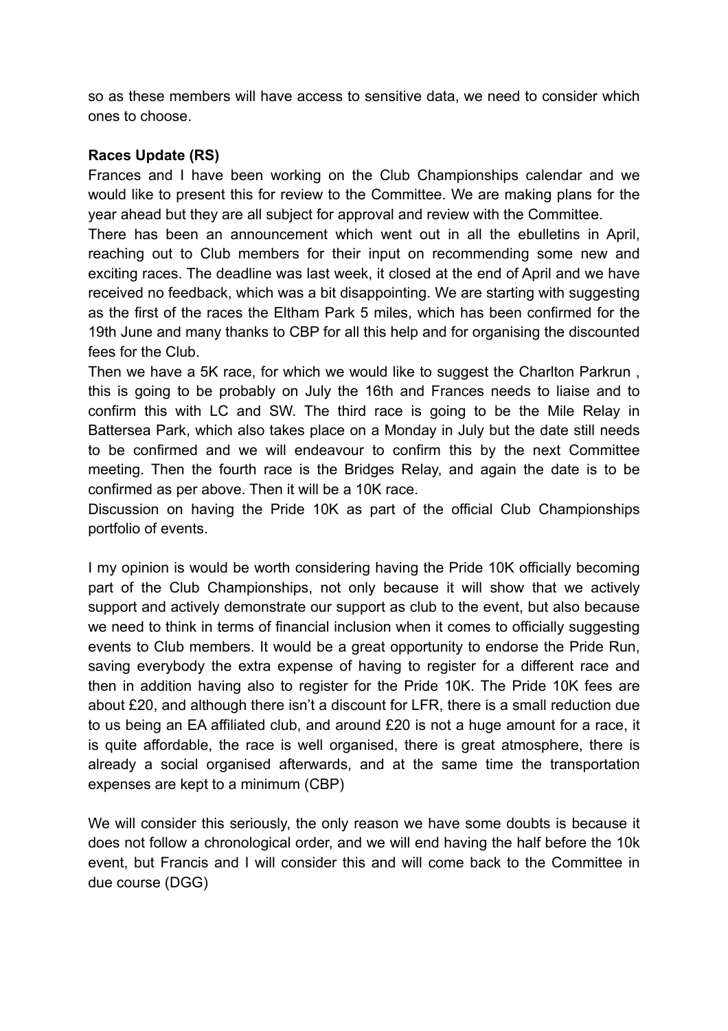so as these members will have access to sensitive data, we need to consider which ones to choose.

**Races Update (RS)**

Frances and I have been working on the Club Championships calendar and we would like to present this for review to the Committee. We are making plans for the year ahead but they are all subject for approval and review with the Committee.

There has been an announcement which went out in all the ebulletins in April, reaching out to Club members for their input on recommending some new and exciting races. The deadline was last week, it closed at the end of April and we have received no feedback, which was a bit disappointing. We are starting with suggesting as the first of the races the Eltham Park 5 miles, which has been confirmed for the 19th June and many thanks to CBP for all this help and for organising the discounted fees for the Club.

Then we have a 5K race, for which we would like to suggest the Charlton Parkrun , this is going to be probably on July the 16th and Frances needs to liaise and to confirm this with LC and SW. The third race is going to be the Mile Relay in Battersea Park, which also takes place on a Monday in July but the date still needs to be confirmed and we will endeavour to confirm this by the next Committee meeting. Then the fourth race is the Bridges Relay, and again the date is to be confirmed as per above. Then it will be a 10K race.

Discussion on having the Pride 10K as part of the official Club Championships portfolio of events.

I my opinion is would be worth considering having the Pride 10K officially becoming part of the Club Championships, not only because it will show that we actively support and actively demonstrate our support as club to the event, but also because we need to think in terms of financial inclusion when it comes to officially suggesting events to Club members. It would be a great opportunity to endorse the Pride Run, saving everybody the extra expense of having to register for a different race and then in addition having also to register for the Pride 10K. The Pride 10K fees are about £20, and although there isn't a discount for LFR, there is a small reduction due to us being an EA affiliated club, and around £20 is not a huge amount for a race, it is quite affordable, the race is well organised, there is great atmosphere, there is already a social organised afterwards, and at the same time the transportation expenses are kept to a minimum (CBP)

We will consider this seriously, the only reason we have some doubts is because it does not follow a chronological order, and we will end having the half before the 10k event, but Francis and I will consider this and will come back to the Committee in due course (DGG)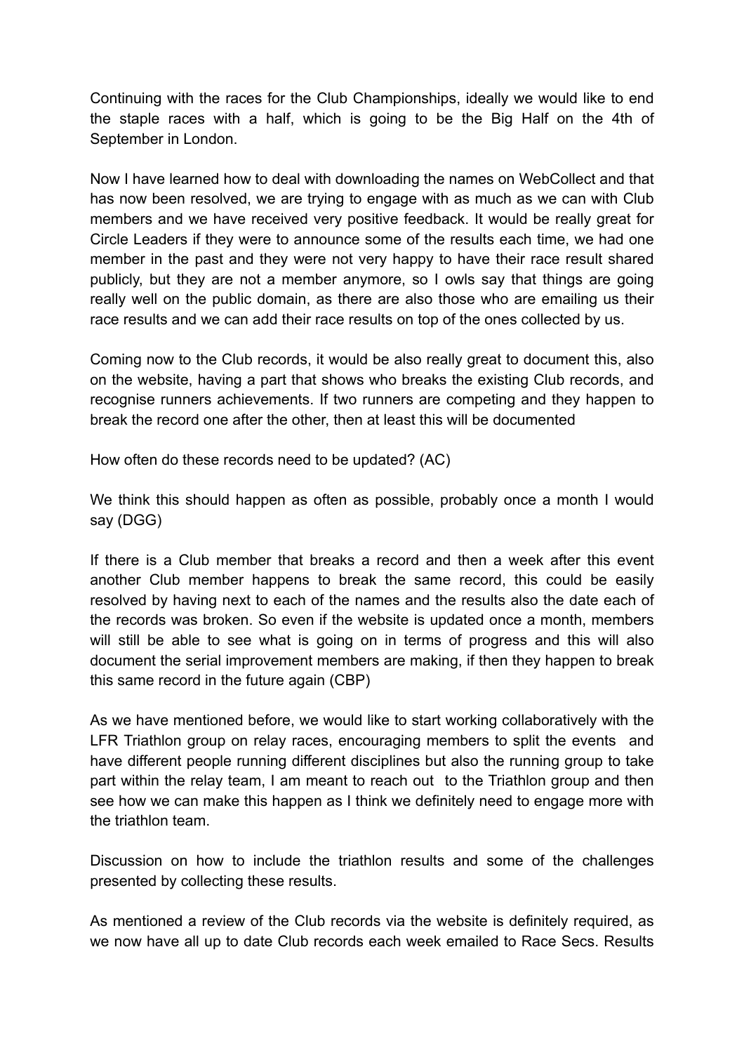Continuing with the races for the Club Championships, ideally we would like to end the staple races with a half, which is going to be the Big Half on the 4th of September in London.

Now I have learned how to deal with downloading the names on WebCollect and that has now been resolved, we are trying to engage with as much as we can with Club members and we have received very positive feedback. It would be really great for Circle Leaders if they were to announce some of the results each time, we had one member in the past and they were not very happy to have their race result shared publicly, but they are not a member anymore, so I owls say that things are going really well on the public domain, as there are also those who are emailing us their race results and we can add their race results on top of the ones collected by us.

Coming now to the Club records, it would be also really great to document this, also on the website, having a part that shows who breaks the existing Club records, and recognise runners achievements. If two runners are competing and they happen to break the record one after the other, then at least this will be documented

How often do these records need to be updated? (AC)

We think this should happen as often as possible, probably once a month I would say (DGG)

If there is a Club member that breaks a record and then a week after this event another Club member happens to break the same record, this could be easily resolved by having next to each of the names and the results also the date each of the records was broken. So even if the website is updated once a month, members will still be able to see what is going on in terms of progress and this will also document the serial improvement members are making, if then they happen to break this same record in the future again (CBP)

As we have mentioned before, we would like to start working collaboratively with the LFR Triathlon group on relay races, encouraging members to split the events and have different people running different disciplines but also the running group to take part within the relay team, I am meant to reach out to the Triathlon group and then see how we can make this happen as I think we definitely need to engage more with the triathlon team.

Discussion on how to include the triathlon results and some of the challenges presented by collecting these results.

As mentioned a review of the Club records via the website is definitely required, as we now have all up to date Club records each week emailed to Race Secs. Results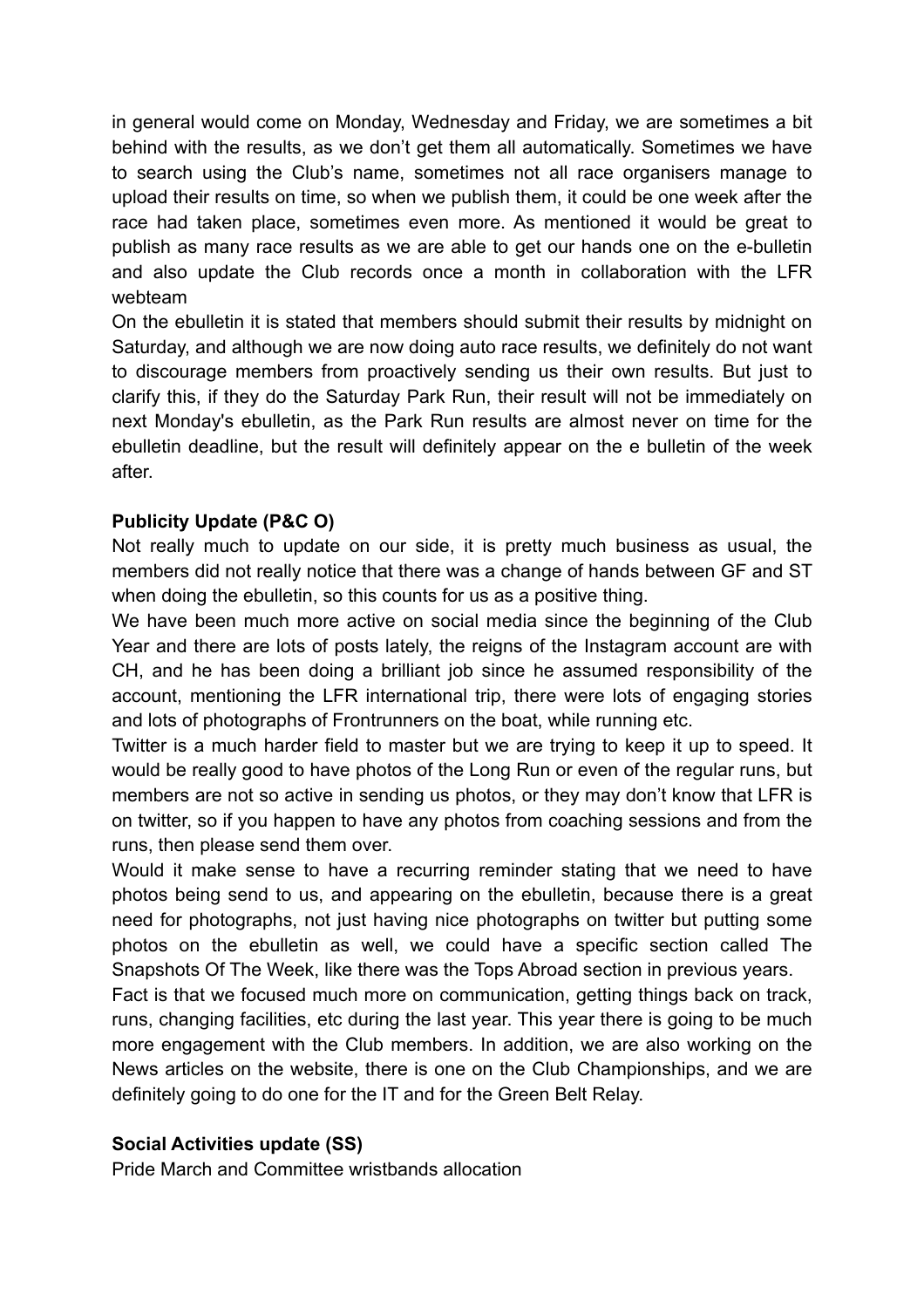in general would come on Monday, Wednesday and Friday, we are sometimes a bit behind with the results, as we don't get them all automatically. Sometimes we have to search using the Club's name, sometimes not all race organisers manage to upload their results on time, so when we publish them, it could be one week after the race had taken place, sometimes even more. As mentioned it would be great to publish as many race results as we are able to get our hands one on the e-bulletin and also update the Club records once a month in collaboration with the LFR webteam

On the ebulletin it is stated that members should submit their results by midnight on Saturday, and although we are now doing auto race results, we definitely do not want to discourage members from proactively sending us their own results. But just to clarify this, if they do the Saturday Park Run, their result will not be immediately on next Monday's ebulletin, as the Park Run results are almost never on time for the ebulletin deadline, but the result will definitely appear on the e bulletin of the week after.

**Publicity Update (P&C O)**

Not really much to update on our side, it is pretty much business as usual, the members did not really notice that there was a change of hands between GF and ST when doing the ebulletin, so this counts for us as a positive thing.

We have been much more active on social media since the beginning of the Club Year and there are lots of posts lately, the reigns of the Instagram account are with CH, and he has been doing a brilliant job since he assumed responsibility of the account, mentioning the LFR international trip, there were lots of engaging stories and lots of photographs of Frontrunners on the boat, while running etc.

Twitter is a much harder field to master but we are trying to keep it up to speed. It would be really good to have photos of the Long Run or even of the regular runs, but members are not so active in sending us photos, or they may don't know that LFR is on twitter, so if you happen to have any photos from coaching sessions and from the runs, then please send them over.

Would it make sense to have a recurring reminder stating that we need to have photos being send to us, and appearing on the ebulletin, because there is a great need for photographs, not just having nice photographs on twitter but putting some photos on the ebulletin as well, we could have a specific section called The Snapshots Of The Week, like there was the Tops Abroad section in previous years.

Fact is that we focused much more on communication, getting things back on track, runs, changing facilities, etc during the last year. This year there is going to be much more engagement with the Club members. In addition, we are also working on the News articles on the website, there is one on the Club Championships, and we are definitely going to do one for the IT and for the Green Belt Relay.

**Social Activities update (SS)**

Pride March and Committee wristbands allocation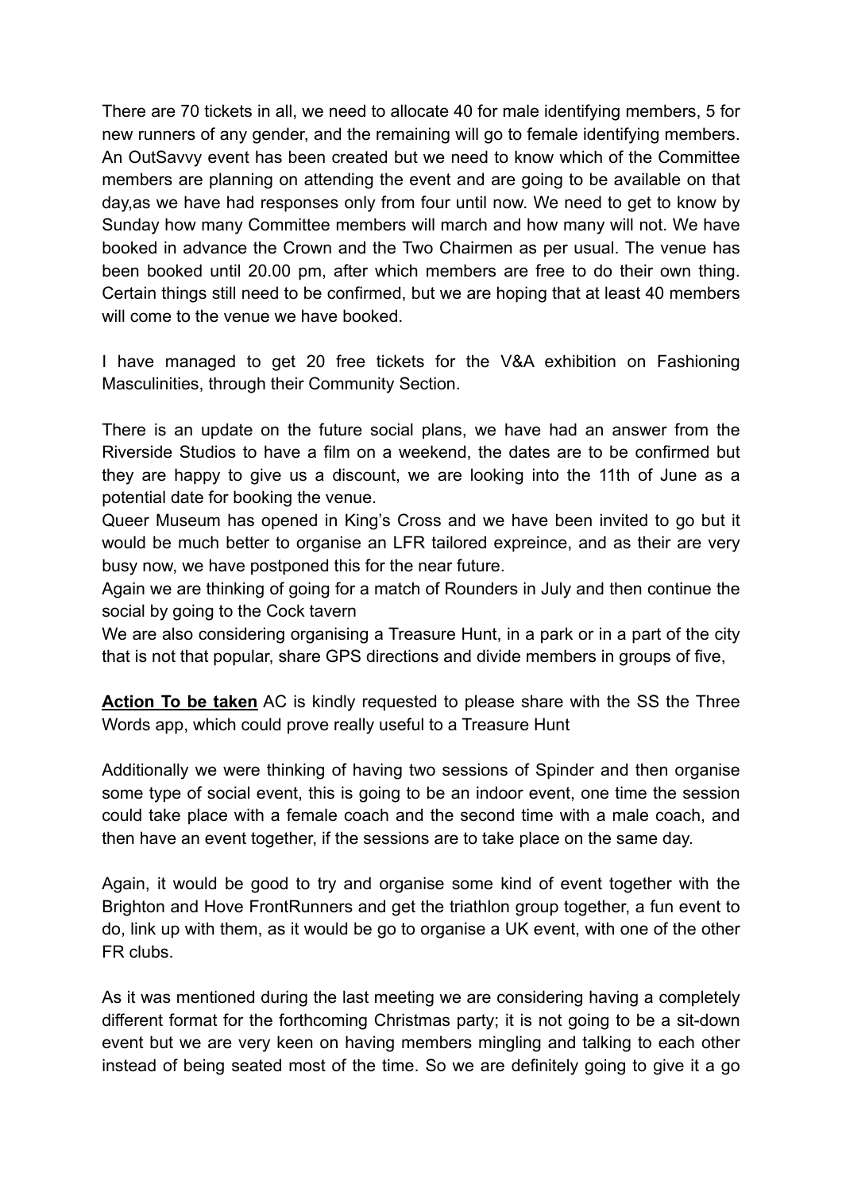There are 70 tickets in all, we need to allocate 40 for male identifying members, 5 for new runners of any gender, and the remaining will go to female identifying members. An OutSavvy event has been created but we need to know which of the Committee members are planning on attending the event and are going to be available on that day,as we have had responses only from four until now. We need to get to know by Sunday how many Committee members will march and how many will not. We have booked in advance the Crown and the Two Chairmen as per usual. The venue has been booked until 20.00 pm, after which members are free to do their own thing. Certain things still need to be confirmed, but we are hoping that at least 40 members will come to the venue we have booked.

I have managed to get 20 free tickets for the V&A exhibition on Fashioning Masculinities, through their Community Section.

There is an update on the future social plans, we have had an answer from the Riverside Studios to have a film on a weekend, the dates are to be confirmed but they are happy to give us a discount, we are looking into the 11th of June as a potential date for booking the venue.
Queer Museum has opened in King's Cross and we have been invited to go but it would be much better to organise an LFR tailored expreince, and as their are very busy now, we have postponed this for the near future.
Again we are thinking of going for a match of Rounders in July and then continue the social by going to the Cock tavern
We are also considering organising a Treasure Hunt, in a park or in a part of the city that is not that popular, share GPS directions and divide members in groups of five,

**<u>Action To be taken</u>** AC is kindly requested to please share with the SS the Three Words app, which could prove really useful to a Treasure Hunt

Additionally we were thinking of having two sessions of Spinder and then organise some type of social event, this is going to be an indoor event, one time the session could take place with a female coach and the second time with a male coach, and then have an event together, if the sessions are to take place on the same day.

Again, it would be good to try and organise some kind of event together with the Brighton and Hove FrontRunners and get the triathlon group together, a fun event to do, link up with them, as it would be go to organise a UK event, with one of the other FR clubs.

As it was mentioned during the last meeting we are considering having a completely different format for the forthcoming Christmas party; it is not going to be a sit-down event but we are very keen on having members mingling and talking to each other instead of being seated most of the time. So we are definitely going to give it a go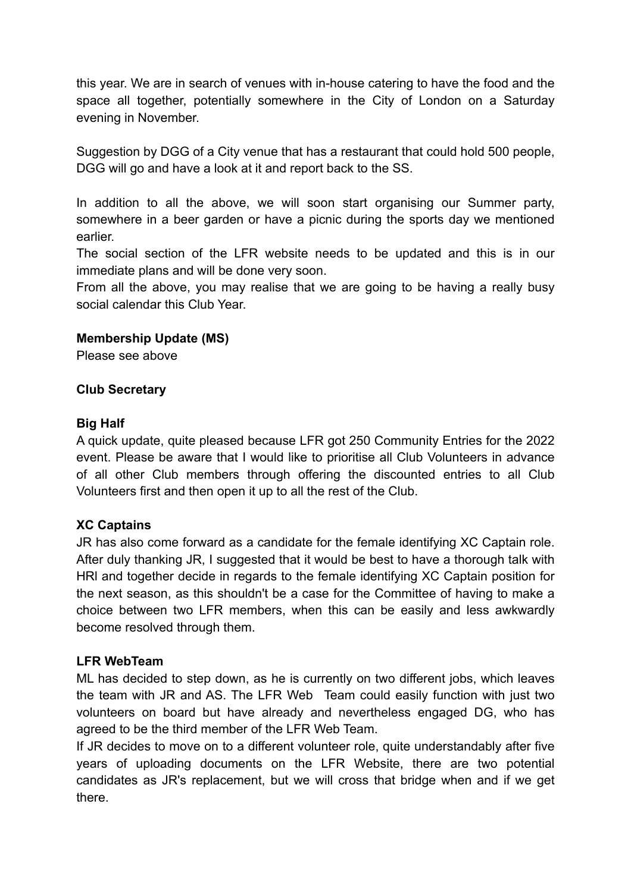this year. We are in search of venues with in-house catering to have the food and the space all together, potentially somewhere in the City of London on a Saturday evening in November.

Suggestion by DGG of a City venue that has a restaurant that could hold 500 people, DGG will go and have a look at it and report back to the SS.

In addition to all the above, we will soon start organising our Summer party, somewhere in a beer garden or have a picnic during the sports day we mentioned earlier.
The social section of the LFR website needs to be updated and this is in our immediate plans and will be done very soon.
From all the above, you may realise that we are going to be having a really busy social calendar this Club Year.

**Membership Update (MS)**
Please see above

**Club Secretary**

**Big Half**
A quick update, quite pleased because LFR got 250 Community Entries for the 2022 event. Please be aware that I would like to prioritise all Club Volunteers in advance of all other Club members through offering the discounted entries to all Club Volunteers first and then open it up to all the rest of the Club.

**XC Captains**
JR has also come forward as a candidate for the female identifying XC Captain role. After duly thanking JR, I suggested that it would be best to have a thorough talk with HRl and together decide in regards to the female identifying XC Captain position for the next season, as this shouldn't be a case for the Committee of having to make a choice between two LFR members, when this can be easily and less awkwardly become resolved through them.

**LFR WebTeam**
ML has decided to step down, as he is currently on two different jobs, which leaves the team with JR and AS. The LFR Web Team could easily function with just two volunteers on board but have already and nevertheless engaged DG, who has agreed to be the third member of the LFR Web Team.
If JR decides to move on to a different volunteer role, quite understandably after five years of uploading documents on the LFR Website, there are two potential candidates as JR's replacement, but we will cross that bridge when and if we get there.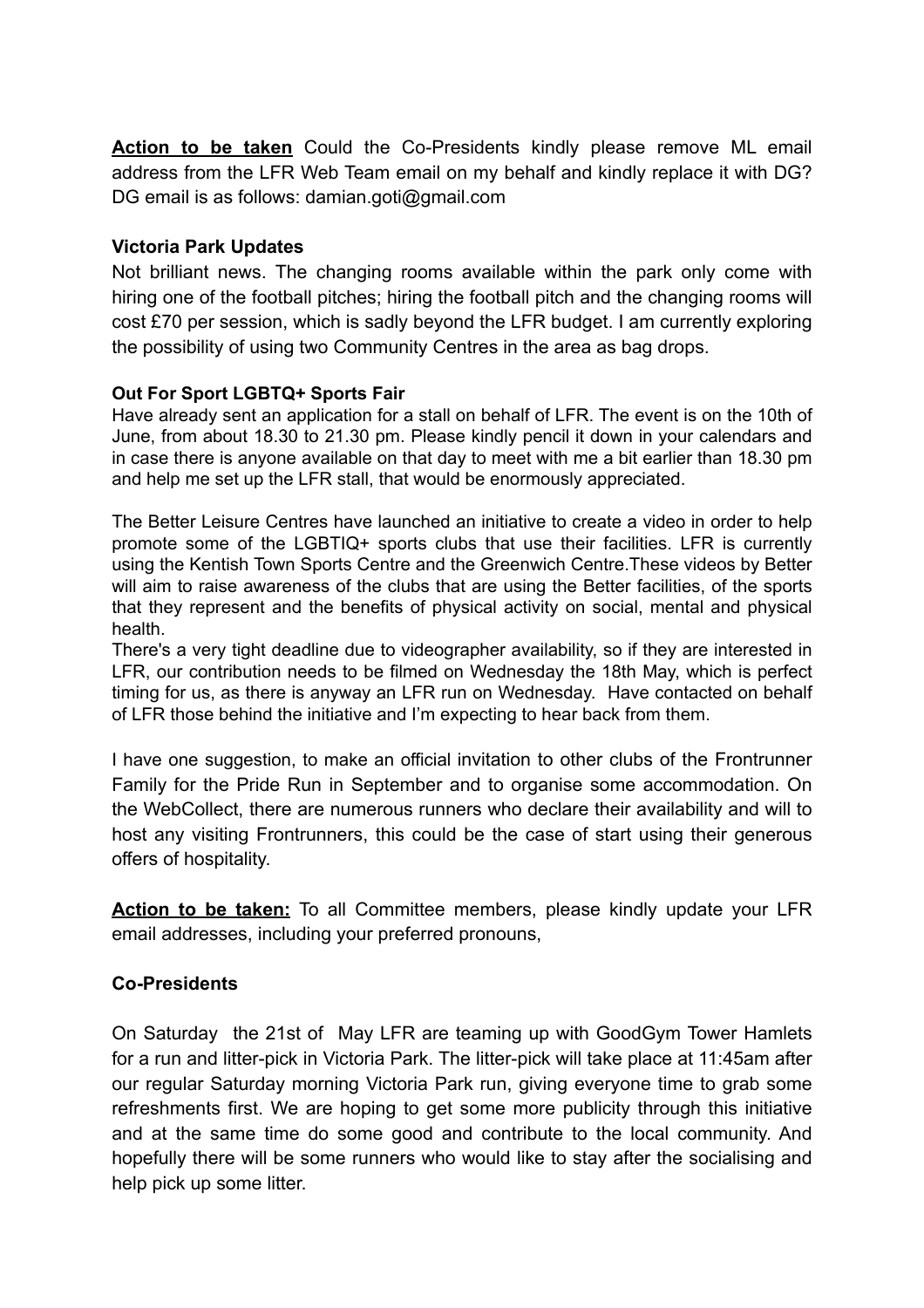**<u>Action to be taken</u>** Could the Co-Presidents kindly please remove ML email address from the LFR Web Team email on my behalf and kindly replace it with DG? DG email is as follows: damian.goti@gmail.com

**Victoria Park Updates**

Not brilliant news. The changing rooms available within the park only come with hiring one of the football pitches; hiring the football pitch and the changing rooms will cost £70 per session, which is sadly beyond the LFR budget. I am currently exploring the possibility of using two Community Centres in the area as bag drops.

**Out For Sport LGBTQ+ Sports Fair**

Have already sent an application for a stall on behalf of LFR. The event is on the 10th of June, from about 18.30 to 21.30 pm. Please kindly pencil it down in your calendars and in case there is anyone available on that day to meet with me a bit earlier than 18.30 pm and help me set up the LFR stall, that would be enormously appreciated.

The Better Leisure Centres have launched an initiative to create a video in order to help promote some of the LGBTIQ+ sports clubs that use their facilities. LFR is currently using the Kentish Town Sports Centre and the Greenwich Centre.These videos by Better will aim to raise awareness of the clubs that are using the Better facilities, of the sports that they represent and the benefits of physical activity on social, mental and physical health.

There's a very tight deadline due to videographer availability, so if they are interested in LFR, our contribution needs to be filmed on Wednesday the 18th May, which is perfect timing for us, as there is anyway an LFR run on Wednesday. Have contacted on behalf of LFR those behind the initiative and I'm expecting to hear back from them.

I have one suggestion, to make an official invitation to other clubs of the Frontrunner Family for the Pride Run in September and to organise some accommodation. On the WebCollect, there are numerous runners who declare their availability and will to host any visiting Frontrunners, this could be the case of start using their generous offers of hospitality.

**<u>Action to be taken:</u>** To all Committee members, please kindly update your LFR email addresses, including your preferred pronouns,

**Co-Presidents**

On Saturday the 21st of May LFR are teaming up with GoodGym Tower Hamlets for a run and litter-pick in Victoria Park. The litter-pick will take place at 11:45am after our regular Saturday morning Victoria Park run, giving everyone time to grab some refreshments first. We are hoping to get some more publicity through this initiative and at the same time do some good and contribute to the local community. And hopefully there will be some runners who would like to stay after the socialising and help pick up some litter.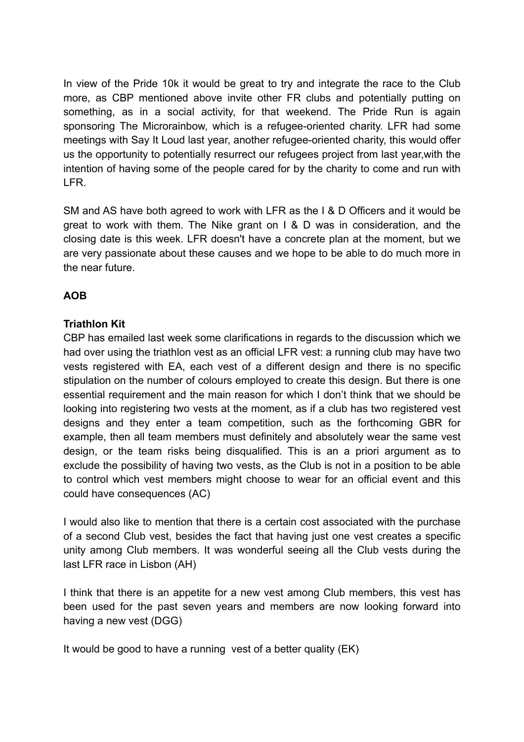In view of the Pride 10k it would be great to try and integrate the race to the Club more, as CBP mentioned above invite other FR clubs and potentially putting on something, as in a social activity, for that weekend. The Pride Run is again sponsoring The Microrainbow, which is a refugee-oriented charity. LFR had some meetings with Say It Loud last year, another refugee-oriented charity, this would offer us the opportunity to potentially resurrect our refugees project from last year,with the intention of having some of the people cared for by the charity to come and run with LFR.

SM and AS have both agreed to work with LFR as the I & D Officers and it would be great to work with them. The Nike grant on I & D was in consideration, and the closing date is this week. LFR doesn't have a concrete plan at the moment, but we are very passionate about these causes and we hope to be able to do much more in the near future.

**AOB**

**Triathlon Kit**

CBP has emailed last week some clarifications in regards to the discussion which we had over using the triathlon vest as an official LFR vest: a running club may have two vests registered with EA, each vest of a different design and there is no specific stipulation on the number of colours employed to create this design. But there is one essential requirement and the main reason for which I don't think that we should be looking into registering two vests at the moment, as if a club has two registered vest designs and they enter a team competition, such as the forthcoming GBR for example, then all team members must definitely and absolutely wear the same vest design, or the team risks being disqualified. This is an a priori argument as to exclude the possibility of having two vests, as the Club is not in a position to be able to control which vest members might choose to wear for an official event and this could have consequences (AC)

I would also like to mention that there is a certain cost associated with the purchase of a second Club vest, besides the fact that having just one vest creates a specific unity among Club members. It was wonderful seeing all the Club vests during the last LFR race in Lisbon (AH)

I think that there is an appetite for a new vest among Club members, this vest has been used for the past seven years and members are now looking forward into having a new vest (DGG)

It would be good to have a running vest of a better quality (EK)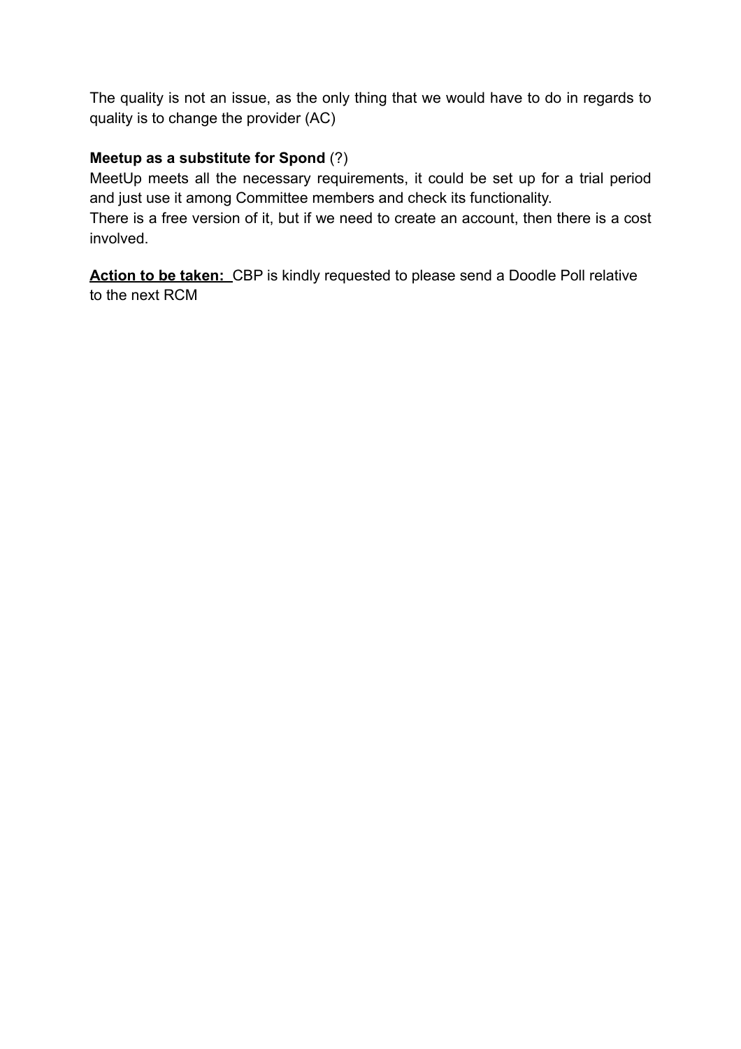The quality is not an issue, as the only thing that we would have to do in regards to quality is to change the provider (AC)

**Meetup as a substitute for Spond** (?)

MeetUp meets all the necessary requirements, it could be set up for a trial period and just use it among Committee members and check its functionality.

There is a free version of it, but if we need to create an account, then there is a cost involved.

**Action to be taken:** CBP is kindly requested to please send a Doodle Poll relative to the next RCM